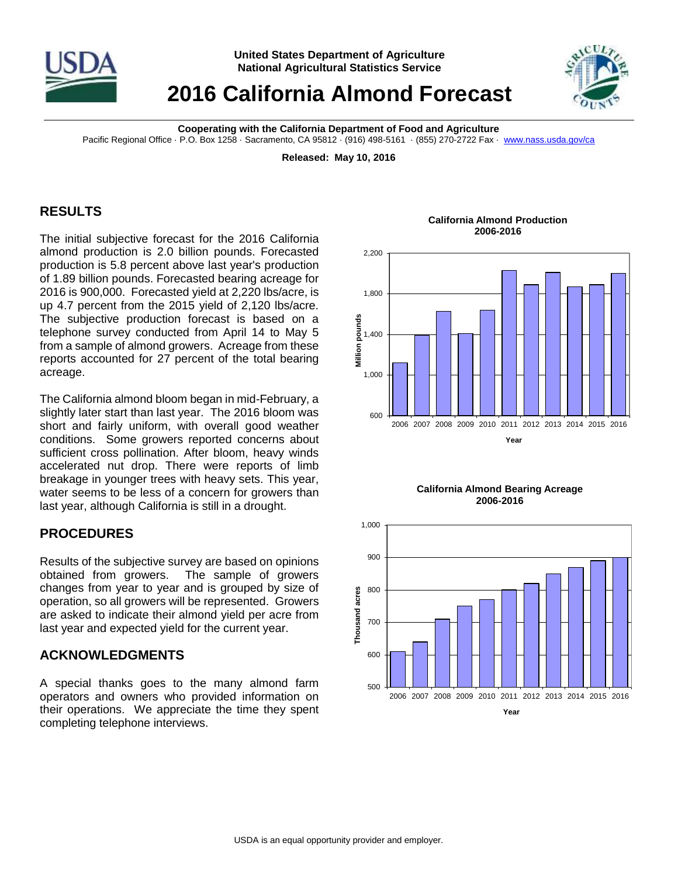United States Department of Agriculture
National Agricultural Statistics Service

# 2016 California Almond Forecast

**Cooperating with the California Department of Food and Agriculture**
Pacific Regional Office · P.O. Box 1258 · Sacramento, CA 95812 · (916) 498-5161 · (855) 270-2722 Fax · www.nass.usda.gov/ca

**Released: May 10, 2016**

## RESULTS

The initial subjective forecast for the 2016 California almond production is 2.0 billion pounds. Forecasted production is 5.8 percent above last year's production of 1.89 billion pounds. Forecasted bearing acreage for 2016 is 900,000. Forecasted yield at 2,220 lbs/acre, is up 4.7 percent from the 2015 yield of 2,120 lbs/acre. The subjective production forecast is based on a telephone survey conducted from April 14 to May 5 from a sample of almond growers. Acreage from these reports accounted for 27 percent of the total bearing acreage.

The California almond bloom began in mid-February, a slightly later start than last year. The 2016 bloom was short and fairly uniform, with overall good weather conditions. Some growers reported concerns about sufficient cross pollination. After bloom, heavy winds accelerated nut drop. There were reports of limb breakage in younger trees with heavy sets. This year, water seems to be less of a concern for growers than last year, although California is still in a drought.

## PROCEDURES

Results of the subjective survey are based on opinions obtained from growers. The sample of growers changes from year to year and is grouped by size of operation, so all growers will be represented. Growers are asked to indicate their almond yield per acre from last year and expected yield for the current year.

## ACKNOWLEDGMENTS

A special thanks goes to the many almond farm operators and owners who provided information on their operations. We appreciate the time they spent completing telephone interviews.

**California Almond Production 2006-2016**

**California Almond Bearing Acreage 2006-2016**

USDA is an equal opportunity provider and employer.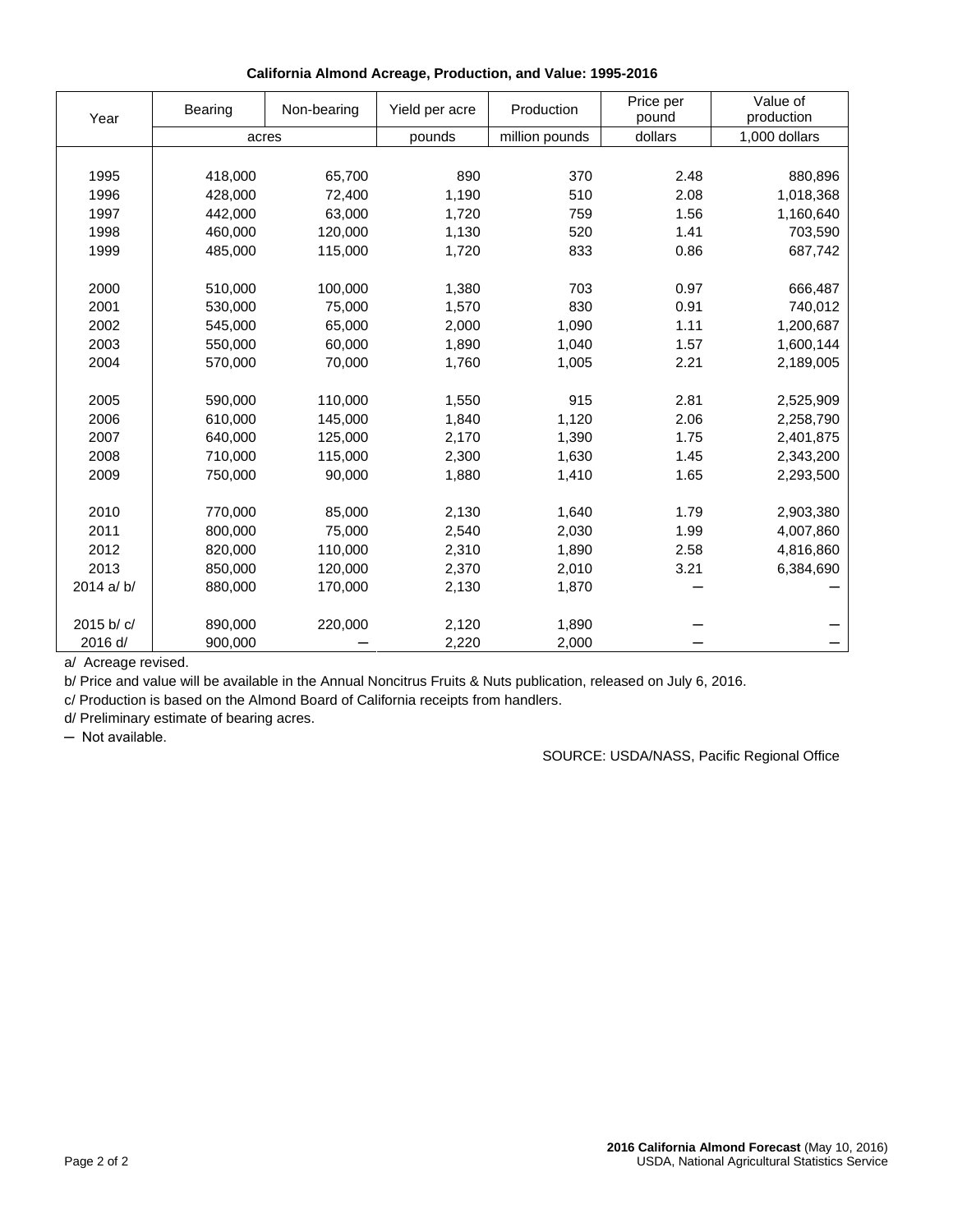**California Almond Acreage, Production, and Value: 1995-2016**

| Year | Bearing | Non-bearing | Yield per acre | Production | Price per pound | Value of production |
|---|---|---|---|---|---|---|
| | acres | | pounds | million pounds | dollars | 1,000 dollars |
| 1995 | 418,000 | 65,700 | 890 | 370 | 2.48 | 880,896 |
| 1996 | 428,000 | 72,400 | 1,190 | 510 | 2.08 | 1,018,368 |
| 1997 | 442,000 | 63,000 | 1,720 | 759 | 1.56 | 1,160,640 |
| 1998 | 460,000 | 120,000 | 1,130 | 520 | 1.41 | 703,590 |
| 1999 | 485,000 | 115,000 | 1,720 | 833 | 0.86 | 687,742 |
| 2000 | 510,000 | 100,000 | 1,380 | 703 | 0.97 | 666,487 |
| 2001 | 530,000 | 75,000 | 1,570 | 830 | 0.91 | 740,012 |
| 2002 | 545,000 | 65,000 | 2,000 | 1,090 | 1.11 | 1,200,687 |
| 2003 | 550,000 | 60,000 | 1,890 | 1,040 | 1.57 | 1,600,144 |
| 2004 | 570,000 | 70,000 | 1,760 | 1,005 | 2.21 | 2,189,005 |
| 2005 | 590,000 | 110,000 | 1,550 | 915 | 2.81 | 2,525,909 |
| 2006 | 610,000 | 145,000 | 1,840 | 1,120 | 2.06 | 2,258,790 |
| 2007 | 640,000 | 125,000 | 2,170 | 1,390 | 1.75 | 2,401,875 |
| 2008 | 710,000 | 115,000 | 2,300 | 1,630 | 1.45 | 2,343,200 |
| 2009 | 750,000 | 90,000 | 1,880 | 1,410 | 1.65 | 2,293,500 |
| 2010 | 770,000 | 85,000 | 2,130 | 1,640 | 1.79 | 2,903,380 |
| 2011 | 800,000 | 75,000 | 2,540 | 2,030 | 1.99 | 4,007,860 |
| 2012 | 820,000 | 110,000 | 2,310 | 1,890 | 2.58 | 4,816,860 |
| 2013 | 850,000 | 120,000 | 2,370 | 2,010 | 3.21 | 6,384,690 |
| 2014 a/ b/ | 880,000 | 170,000 | 2,130 | 1,870 | – | – |
| 2015 b/ c/ | 890,000 | 220,000 | 2,120 | 1,890 | – | – |
| 2016 d/ | 900,000 | – | 2,220 | 2,000 | – | – |

a/ Acreage revised.

b/ Price and value will be available in the Annual Noncitrus Fruits & Nuts publication, released on July 6, 2016.

c/ Production is based on the Almond Board of California receipts from handlers.

d/ Preliminary estimate of bearing acres.

– Not available.

SOURCE: USDA/NASS, Pacific Regional Office